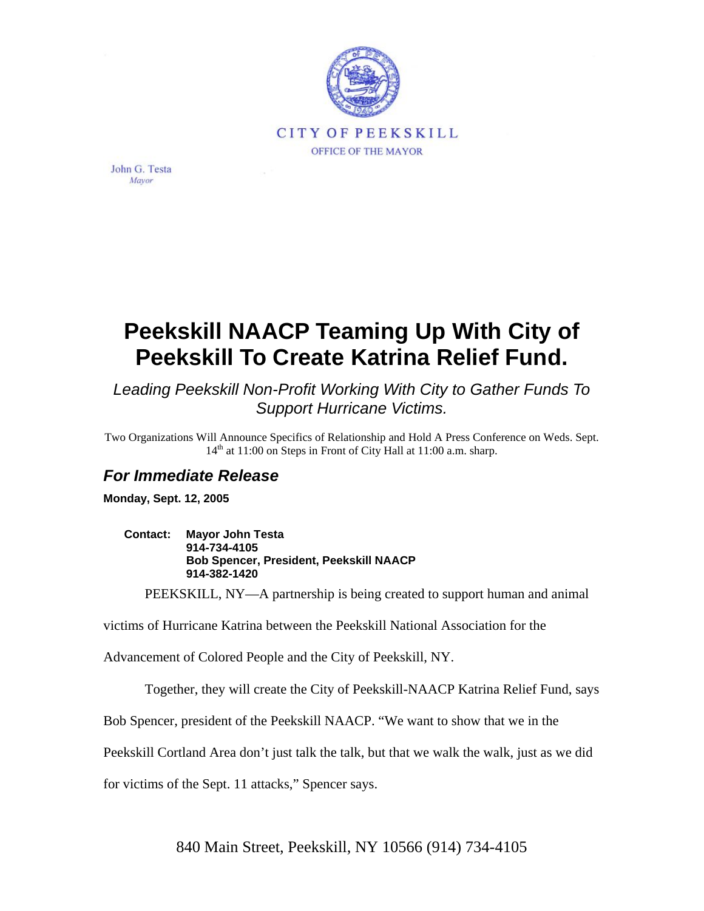CITY OF PEEKSKILL

OFFICE OF THE MAYOR

John G. Testa
*Mayor*

# Peekskill NAACP Teaming Up With City of Peekskill To Create Katrina Relief Fund.

*Leading Peekskill Non-Profit Working With City to Gather Funds To Support Hurricane Victims.*

Two Organizations Will Announce Specifics of Relationship and Hold A Press Conference on Weds. Sept. 14th at 11:00 on Steps in Front of City Hall at 11:00 a.m. sharp.

## *For Immediate Release*

**Monday, Sept. 12, 2005**

**Contact:** **Mayor John Testa**
**914-734-4105**
**Bob Spencer, President, Peekskill NAACP**
**914-382-1420**

PEEKSKILL, NY—A partnership is being created to support human and animal victims of Hurricane Katrina between the Peekskill National Association for the Advancement of Colored People and the City of Peekskill, NY.

Together, they will create the City of Peekskill-NAACP Katrina Relief Fund, says Bob Spencer, president of the Peekskill NAACP. "We want to show that we in the Peekskill Cortland Area don't just talk the talk, but that we walk the walk, just as we did for victims of the Sept. 11 attacks," Spencer says.

840 Main Street, Peekskill, NY 10566 (914) 734-4105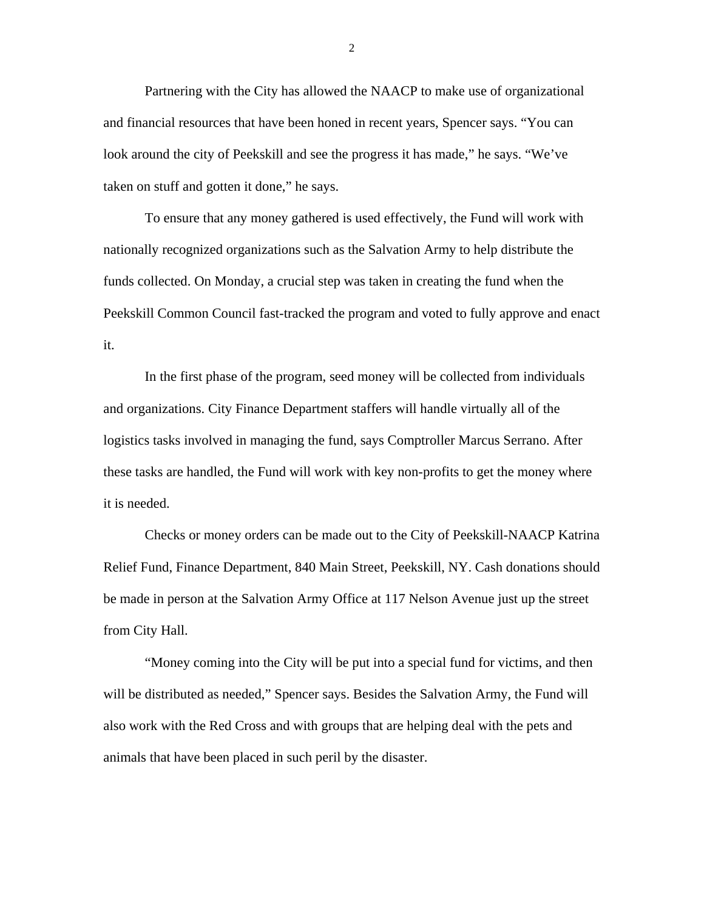Partnering with the City has allowed the NAACP to make use of organizational and financial resources that have been honed in recent years, Spencer says. “You can look around the city of Peekskill and see the progress it has made,” he says. “We’ve taken on stuff and gotten it done,” he says.

To ensure that any money gathered is used effectively, the Fund will work with nationally recognized organizations such as the Salvation Army to help distribute the funds collected. On Monday, a crucial step was taken in creating the fund when the Peekskill Common Council fast-tracked the program and voted to fully approve and enact it.

In the first phase of the program, seed money will be collected from individuals and organizations. City Finance Department staffers will handle virtually all of the logistics tasks involved in managing the fund, says Comptroller Marcus Serrano. After these tasks are handled, the Fund will work with key non-profits to get the money where it is needed.

Checks or money orders can be made out to the City of Peekskill-NAACP Katrina Relief Fund, Finance Department, 840 Main Street, Peekskill, NY. Cash donations should be made in person at the Salvation Army Office at 117 Nelson Avenue just up the street from City Hall.

“Money coming into the City will be put into a special fund for victims, and then will be distributed as needed,” Spencer says. Besides the Salvation Army, the Fund will also work with the Red Cross and with groups that are helping deal with the pets and animals that have been placed in such peril by the disaster.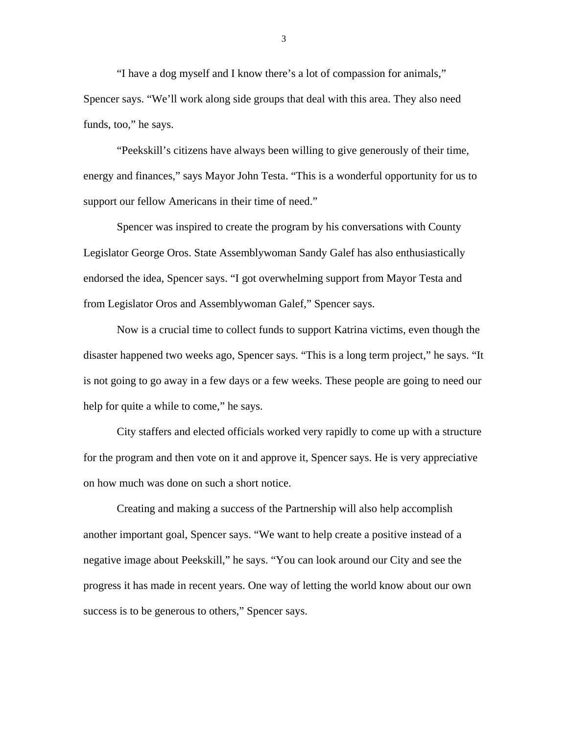"I have a dog myself and I know there's a lot of compassion for animals," Spencer says. "We'll work along side groups that deal with this area. They also need funds, too," he says.

"Peekskill's citizens have always been willing to give generously of their time, energy and finances," says Mayor John Testa. "This is a wonderful opportunity for us to support our fellow Americans in their time of need."

Spencer was inspired to create the program by his conversations with County Legislator George Oros. State Assemblywoman Sandy Galef has also enthusiastically endorsed the idea, Spencer says. "I got overwhelming support from Mayor Testa and from Legislator Oros and Assemblywoman Galef," Spencer says.

Now is a crucial time to collect funds to support Katrina victims, even though the disaster happened two weeks ago, Spencer says. "This is a long term project," he says. "It is not going to go away in a few days or a few weeks. These people are going to need our help for quite a while to come," he says.

City staffers and elected officials worked very rapidly to come up with a structure for the program and then vote on it and approve it, Spencer says. He is very appreciative on how much was done on such a short notice.

Creating and making a success of the Partnership will also help accomplish another important goal, Spencer says. "We want to help create a positive instead of a negative image about Peekskill," he says. "You can look around our City and see the progress it has made in recent years. One way of letting the world know about our own success is to be generous to others," Spencer says.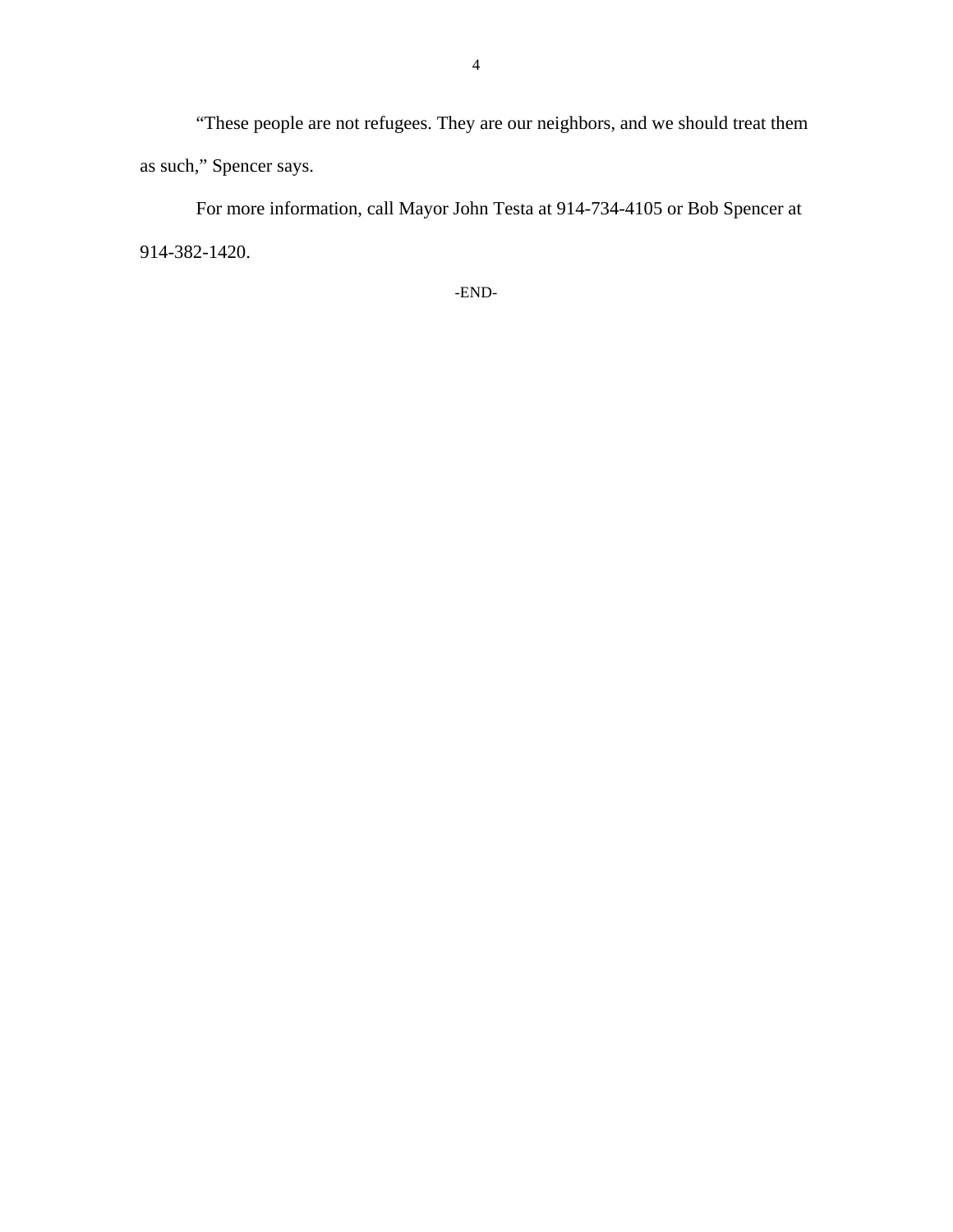“These people are not refugees. They are our neighbors, and we should treat them as such,” Spencer says.

For more information, call Mayor John Testa at 914-734-4105 or Bob Spencer at 914-382-1420.

-END-